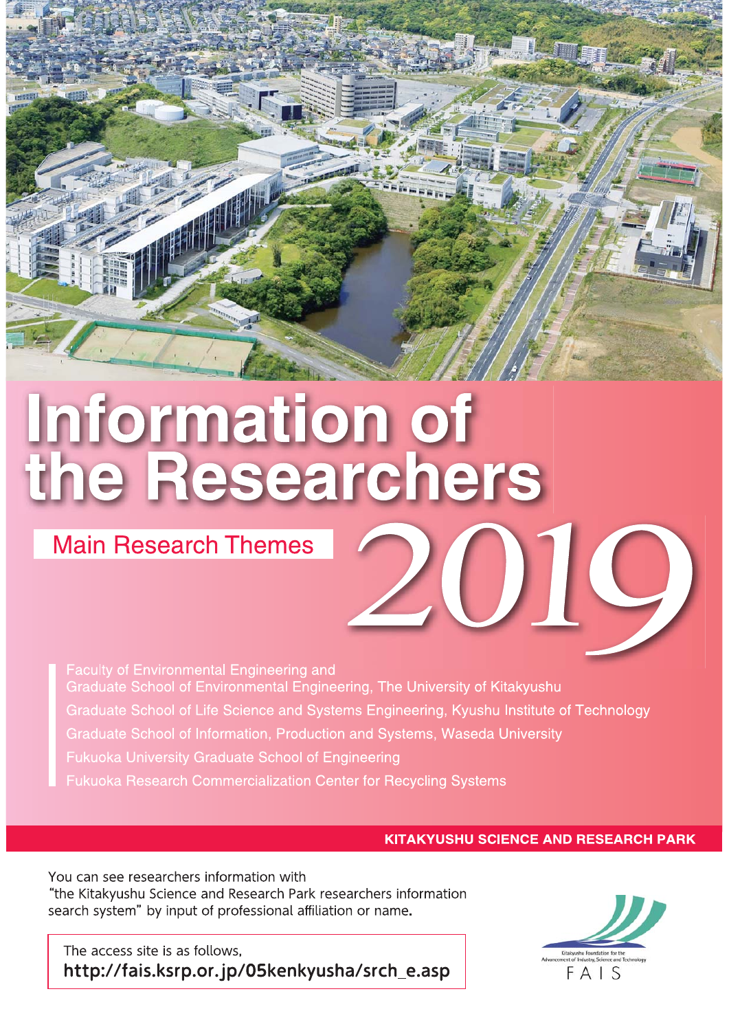# Information of the Researchers

## Main Research Themes 2019

- Faculty of Environmental Engineering and Graduate School of Environmental Engineering, The University of Kitakyushu
- Graduate School of Life Science and Systems Engineering, Kyushu Institute of Technology
- Graduate School of Information, Production and Systems, Waseda University
- Fukuoka University Graduate School of Engineering
- Fukuoka Research Commercialization Center for Recycling Systems

**KITAKYUSHU SCIENCE AND RESEARCH PARK**

You can see researchers information with "the Kitakyushu Science and Research Park researchers information search system" by input of professional affiliation or name.

The access site is as follows,
**http://fais.ksrp.or.jp/05kenkyusha/srch_e.asp**

Kitakyushu Foundation for the Advancement of Industry, Science and Technology
FAIS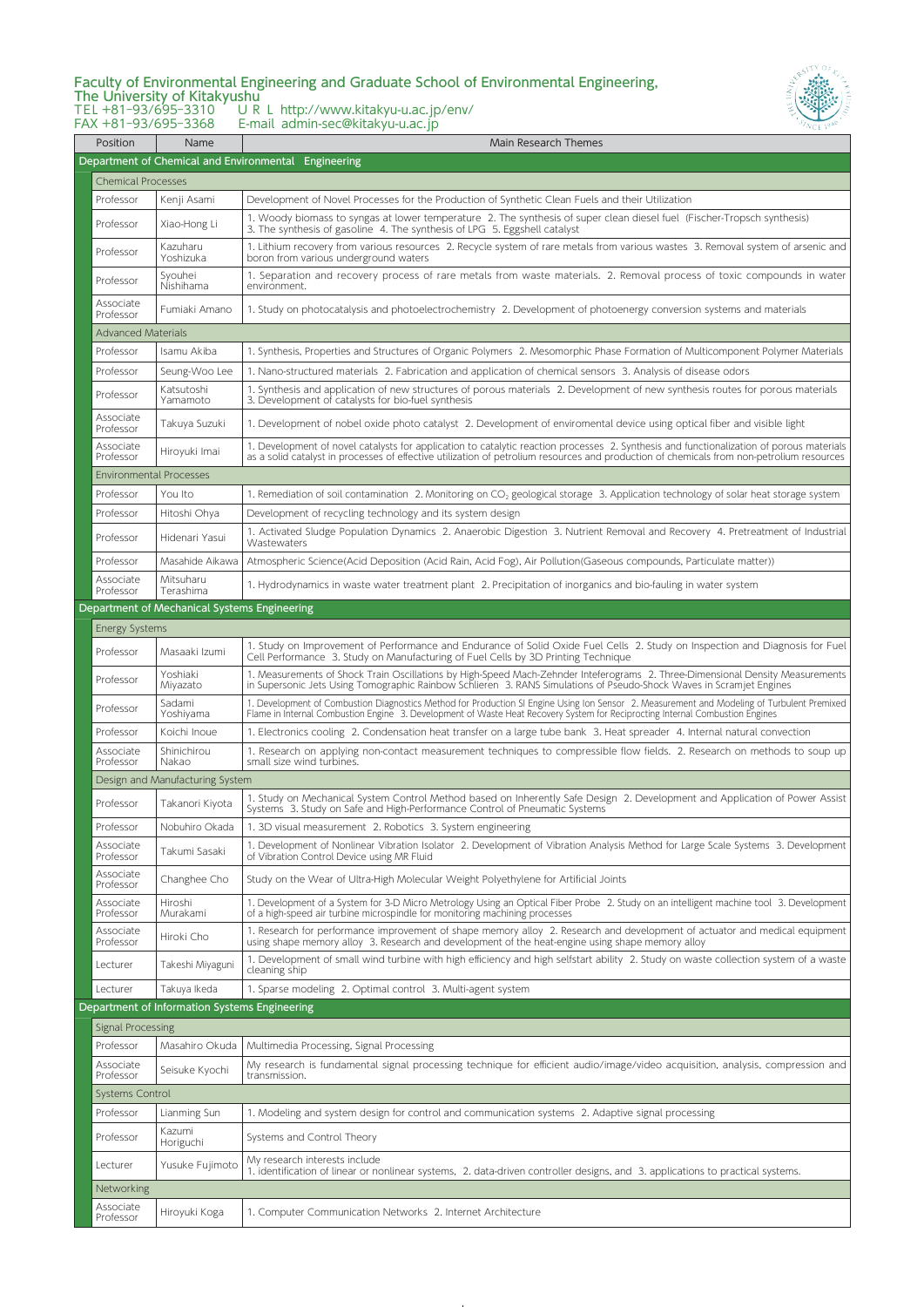# Faculty of Environmental Engineering and Graduate School of Environmental Engineering, The University of Kitakyushu

TEL +81-93/695-3310　URL http://www.kitakyu-u.ac.jp/env/
FAX +81-93/695-3368　E-mail admin-sec@kitakyu-u.ac.jp

| Position | Name | Main Research Themes |
|---|---|---|
| **Department of Chemical and Environmental Engineering** | | |
| *Chemical Processes* | | |
| Professor | Kenji Asami | Development of Novel Processes for the Production of Synthetic Clean Fuels and their Utilization |
| Professor | Xiao-Hong Li | 1. Woody biomass to syngas at lower temperature 2. The synthesis of super clean diesel fuel (Fischer-Tropsch synthesis) 3. The synthesis of gasoline 4. The synthesis of LPG 5. Eggshell catalyst |
| Professor | Kazuharu Yoshizuka | 1. Lithium recovery from various resources 2. Recycle system of rare metals from various wastes 3. Removal system of arsenic and boron from various underground waters |
| Professor | Syouhei Nishihama | 1. Separation and recovery process of rare metals from waste materials. 2. Removal process of toxic compounds in water environment. |
| Associate Professor | Fumiaki Amano | 1. Study on photocatalysis and photoelectrochemistry 2. Development of photoenergy conversion systems and materials |
| *Advanced Materials* | | |
| Professor | Isamu Akiba | 1. Synthesis, Properties and Structures of Organic Polymers 2. Mesomorphic Phase Formation of Multicomponent Polymer Materials |
| Professor | Seung-Woo Lee | 1. Nano-structured materials 2. Fabrication and application of chemical sensors 3. Analysis of disease odors |
| Professor | Katsutoshi Yamamoto | 1. Synthesis and application of new structures of porous materials 2. Development of new synthesis routes for porous materials 3. Development of catalysts for bio-fuel synthesis |
| Associate Professor | Takuya Suzuki | 1. Development of nobel oxide photo catalyst 2. Development of enviromental device using optical fiber and visible light |
| Associate Professor | Hiroyuki Imai | 1. Development of novel catalysts for application to catalytic reaction processes 2. Synthesis and functionalization of porous materials as a solid catalyst in processes of effective utilization of petrolium resources and production of chemicals from non-petrolium resources |
| *Environmental Processes* | | |
| Professor | You Ito | 1. Remediation of soil contamination 2. Monitoring on $CO_2$ geological storage 3. Application technology of solar heat storage system |
| Professor | Hitoshi Ohya | Development of recycling technology and its system design |
| Professor | Hidenari Yasui | 1. Activated Sludge Population Dynamics 2. Anaerobic Digestion 3. Nutrient Removal and Recovery 4. Pretreatment of Industrial Wastewaters |
| Professor | Masahide Aikawa | Atmospheric Science(Acid Deposition (Acid Rain, Acid Fog), Air Pollution(Gaseous compounds, Particulate matter)) |
| Associate Professor | Mitsuharu Terashima | 1. Hydrodynamics in waste water treatment plant 2. Precipitation of inorganics and bio-fauling in water system |
| **Department of Mechanical Systems Engineering** | | |
| *Energy Systems* | | |
| Professor | Masaaki Izumi | 1. Study on Improvement of Performance and Endurance of Solid Oxide Fuel Cells 2. Study on Inspection and Diagnosis for Fuel Cell Performance 3. Study on Manufacturing of Fuel Cells by 3D Printing Technique |
| Professor | Yoshiaki Miyazato | 1. Measurements of Shock Train Oscillations by High-Speed Mach-Zehnder Inteferograms 2. Three-Dimensional Density Measurements in Supersonic Jets Using Tomographic Rainbow Schlieren 3. RANS Simulations of Pseudo-Shock Waves in Scramjet Engines |
| Professor | Sadami Yoshiyama | 1. Development of Combustion Diagnostics Method for Production SI Engine Using Ion Sensor 2. Measurement and Modeling of Turbulent Premixed Flame in Internal Combustion Engine 3. Development of Waste Heat Recovery System for Reciprocting Internal Combustion Engines |
| Professor | Koichi Inoue | 1. Electronics cooling 2. Condensation heat transfer on a large tube bank 3. Heat spreader 4. Internal natural convection |
| Associate Professor | Shinichirou Nakao | 1. Research on applying non-contact measurement techniques to compressible flow fields. 2. Research on methods to soup up small size wind turbines. |
| *Design and Manufacturing System* | | |
| Professor | Takanori Kiyota | 1. Study on Mechanical System Control Method based on Inherently Safe Design 2. Development and Application of Power Assist Systems 3. Study on Safe and High-Performance Control of Pneumatic Systems |
| Professor | Nobuhiro Okada | 1. 3D visual measurement 2. Robotics 3. System engineering |
| Associate Professor | Takumi Sasaki | 1. Development of Nonlinear Vibration Isolator 2. Development of Vibration Analysis Method for Large Scale Systems 3. Development of Vibration Control Device using MR Fluid |
| Associate Professor | Changhee Cho | Study on the Wear of Ultra-High Molecular Weight Polyethylene for Artificial Joints |
| Associate Professor | Hiroshi Murakami | 1. Development of a System for 3-D Micro Metrology Using an Optical Fiber Probe 2. Study on an intelligent machine tool 3. Development of a high-speed air turbine microspindle for monitoring machining processes |
| Associate Professor | Hiroki Cho | 1. Research for performance improvement of shape memory alloy 2. Research and development of actuator and medical equipment using shape memory alloy 3. Research and development of the heat-engine using shape memory alloy |
| Lecturer | Takeshi Miyaguni | 1. Development of small wind turbine with high efficiency and high selfstart ability 2. Study on waste collection system of a waste cleaning ship |
| Lecturer | Takuya Ikeda | 1. Sparse modeling 2. Optimal control 3. Multi-agent system |
| **Department of Information Systems Engineering** | | |
| *Signal Processing* | | |
| Professor | Masahiro Okuda | Multimedia Processing, Signal Processing |
| Associate Professor | Seisuke Kyochi | My research is fundamental signal processing technique for efficient audio/image/video acquisition, analysis, compression and transmission. |
| *Systems Control* | | |
| Professor | Lianming Sun | 1. Modeling and system design for control and communication systems 2. Adaptive signal processing |
| Professor | Kazumi Horiguchi | Systems and Control Theory |
| Lecturer | Yusuke Fujimoto | My research interests include 1. identification of linear or nonlinear systems, 2. data-driven controller designs, and 3. applications to practical systems. |
| *Networking* | | |
| Associate Professor | Hiroyuki Koga | 1. Computer Communication Networks 2. Internet Architecture |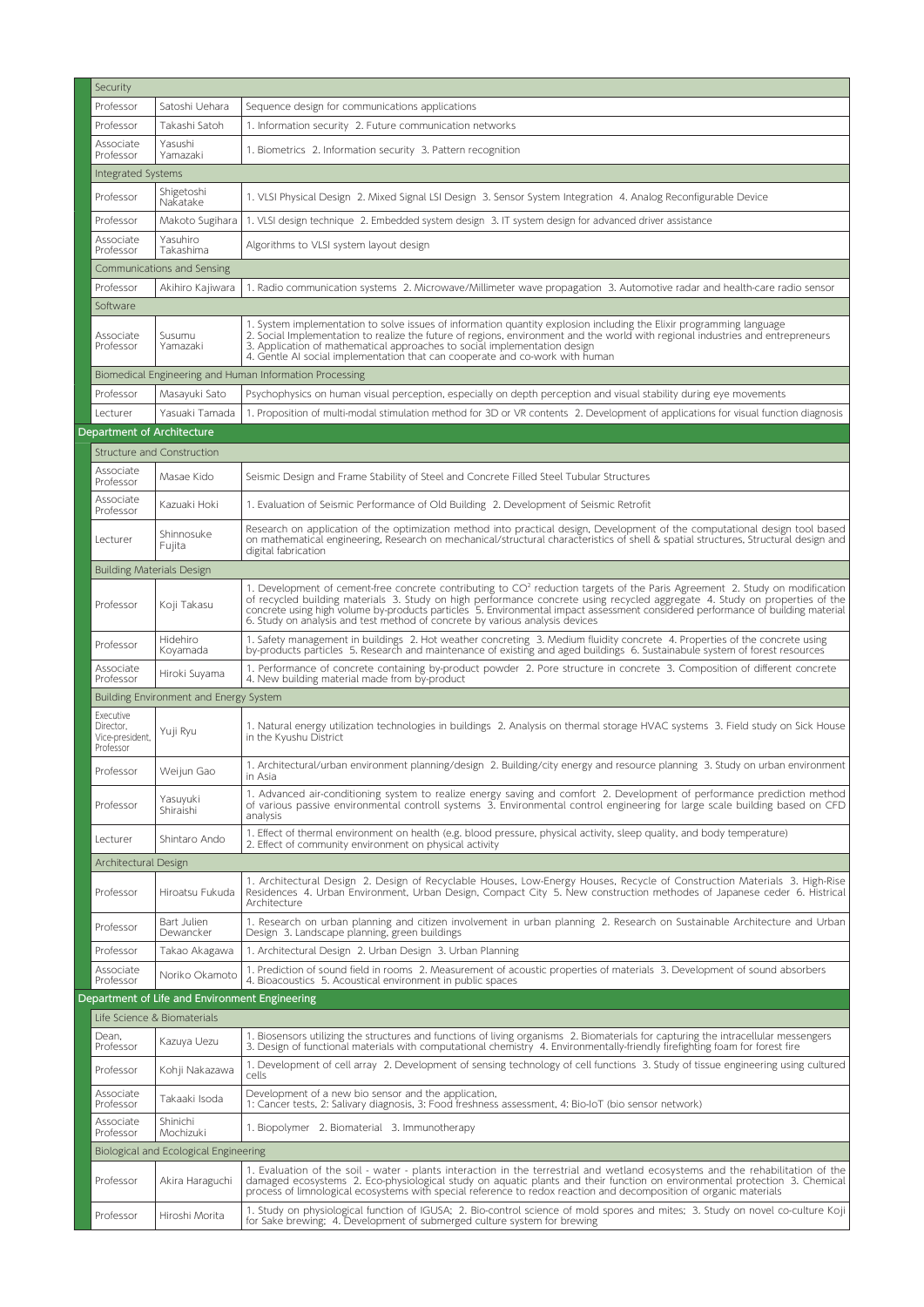| Position | Name | Research Topics |
|---|---|---|
| **Security** | | |
| Professor | Satoshi Uehara | Sequence design for communications applications |
| Professor | Takashi Satoh | 1. Information security 2. Future communication networks |
| Associate Professor | Yasushi Yamazaki | 1. Biometrics 2. Information security 3. Pattern recognition |
| **Integrated Systems** | | |
| Professor | Shigetoshi Nakatake | 1. VLSI Physical Design 2. Mixed Signal LSI Design 3. Sensor System Integration 4. Analog Reconfigurable Device |
| Professor | Makoto Sugihara | 1. VLSI design technique 2. Embedded system design 3. IT system design for advanced driver assistance |
| Associate Professor | Yasuhiro Takashima | Algorithms to VLSI system layout design |
| **Communications and Sensing** | | |
| Professor | Akihiro Kajiwara | 1. Radio communication systems 2. Microwave/Millimeter wave propagation 3. Automotive radar and health-care radio sensor |
| **Software** | | |
| Associate Professor | Susumu Yamazaki | 1. System implementation to solve issues of information quantity explosion including the Elixir programming language 2. Social Implementation to realize the future of regions, environment and the world with regional industries and entrepreneurs 3. Application of mathematical approaches to social implementation design 4. Gentle AI social implementation that can cooperate and co-work with human |
| **Biomedical Engineering and Human Information Processing** | | |
| Professor | Masayuki Sato | Psychophysics on human visual perception, especially on depth perception and visual stability during eye movements |
| Lecturer | Yasuaki Tamada | 1. Proposition of multi-modal stimulation method for 3D or VR contents 2. Development of applications for visual function diagnosis |

## Department of Architecture

| Position | Name | Research Topics |
|---|---|---|
| **Structure and Construction** | | |
| Associate Professor | Masae Kido | Seismic Design and Frame Stability of Steel and Concrete Filled Steel Tubular Structures |
| Associate Professor | Kazuaki Hoki | 1. Evaluation of Seismic Performance of Old Building 2. Development of Seismic Retrofit |
| Lecturer | Shinnosuke Fujita | Research on application of the optimization method into practical design, Development of the computational design tool based on mathematical engineering, Research on mechanical/structural characteristics of shell & spatial structures, Structural design and digital fabrication |
| **Building Materials Design** | | |
| Professor | Koji Takasu | 1. Development of cement-free concrete contributing to $CO^2$ reduction targets of the Paris Agreement 2. Study on modification of recycled building materials 3. Study on high performance concrete using recycled aggregate 4. Study on properties of the concrete using high volume by-products particles 5. Environmental impact assessment considered performance of building material 6. Study on analysis and test method of concrete by various analysis devices |
| Professor | Hidehiro Koyamada | 1. Safety management in buildings 2. Hot weather concreting 3. Medium fluidity concrete 4. Properties of the concrete using by-products particles 5. Research and maintenance of existing and aged buildings 6. Sustainabule system of forest resources |
| Associate Professor | Hiroki Suyama | 1. Performance of concrete containing by-product powder 2. Pore structure in concrete 3. Composition of different concrete 4. New building material made from by-product |
| **Building Environment and Energy System** | | |
| Executive Director, Vice-president, Professor | Yuji Ryu | 1. Natural energy utilization technologies in buildings 2. Analysis on thermal storage HVAC systems 3. Field study on Sick House in the Kyushu District |
| Professor | Weijun Gao | 1. Architectural/urban environment planning/design 2. Building/city energy and resource planning 3. Study on urban environment in Asia |
| Professor | Yasuyuki Shiraishi | 1. Advanced air-conditioning system to realize energy saving and comfort 2. Development of performance prediction method of various passive environmental controll systems 3. Environmental control engineering for large scale building based on CFD analysis |
| Lecturer | Shintaro Ando | 1. Effect of thermal environment on health (e.g. blood pressure, physical activity, sleep quality, and body temperature) 2. Effect of community environment on physical activity |
| **Architectural Design** | | |
| Professor | Hiroatsu Fukuda | 1. Architectural Design 2. Design of Recyclable Houses, Low-Energy Houses, Recycle of Construction Materials 3. High-Rise Residences 4. Urban Environment, Urban Design, Compact City 5. New construction methodes of Japanese ceder 6. Histrical Architecture |
| Professor | Bart Julien Dewancker | 1. Research on urban planning and citizen involvement in urban planning 2. Research on Sustainable Architecture and Urban Design 3. Landscape planning, green buildings |
| Professor | Takao Akagawa | 1. Architectural Design 2. Urban Design 3. Urban Planning |
| Associate Professor | Noriko Okamoto | 1. Prediction of sound field in rooms 2. Measurement of acoustic properties of materials 3. Development of sound absorbers 4. Bioacoustics 5. Acoustical environment in public spaces |

## Department of Life and Environment Engineering

| Position | Name | Research Topics |
|---|---|---|
| **Life Science & Biomaterials** | | |
| Dean, Professor | Kazuya Uezu | 1. Biosensors utilizing the structures and functions of living organisms 2. Biomaterials for capturing the intracellular messengers 3. Design of functional materials with computational chemistry 4. Environmentally-friendly firefighting foam for forest fire |
| Professor | Kohji Nakazawa | 1. Development of cell array 2. Development of sensing technology of cell functions 3. Study of tissue engineering using cultured cells |
| Associate Professor | Takaaki Isoda | Development of a new bio sensor and the application, 1: Cancer tests, 2: Salivary diagnosis, 3: Food freshness assessment, 4: Bio-IoT (bio sensor network) |
| Associate Professor | Shinichi Mochizuki | 1. Biopolymer 2. Biomaterial 3. Immunotherapy |
| **Biological and Ecological Engineering** | | |
| Professor | Akira Haraguchi | 1. Evaluation of the soil - water - plants interaction in the terrestrial and wetland ecosystems and the rehabilitation of the damaged ecosystems 2. Eco-physiological study on aquatic plants and their function on environmental protection 3. Chemical process of limnological ecosystems with special reference to redox reaction and decomposition of organic materials |
| Professor | Hiroshi Morita | 1. Study on physiological function of IGUSA; 2. Bio-control science of mold spores and mites; 3. Study on novel co-culture Koji for Sake brewing; 4. Development of submerged culture system for brewing |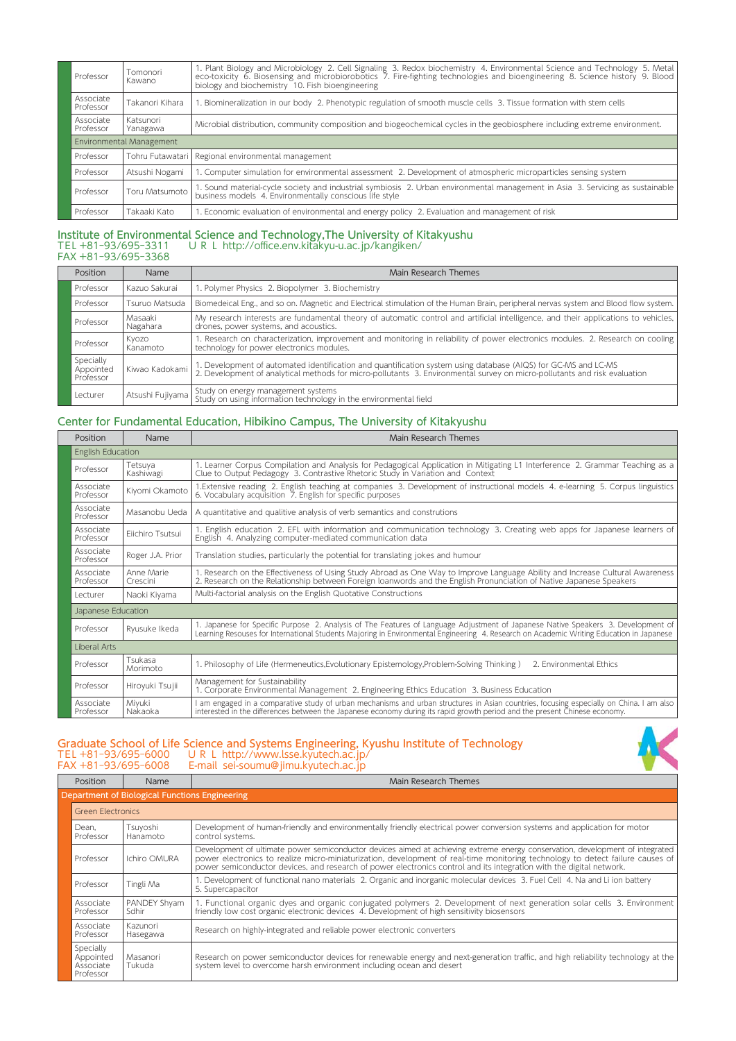| Position | Name | Main Research Themes |
|---|---|---|
| Professor | Tomonori Kawano | 1. Plant Biology and Microbiology 2. Cell Signaling 3. Redox biochemistry 4. Environmental Science and Technology 5. Metal eco-toxicity 6. Biosensing and microbiorobotics 7. Fire-fighting technologies and bioengineering 8. Science history 9. Blood biology and biochemistry 10. Fish bioengineering |
| Associate Professor | Takanori Kihara | 1. Biomineralization in our body 2. Phenotypic regulation of smooth muscle cells 3. Tissue formation with stem cells |
| Associate Professor | Katsunori Yanagawa | Microbial distribution, community composition and biogeochemical cycles in the geobiosphere including extreme environment. |
| Environmental Management | | |
| Professor | Tohru Futawatari | Regional environmental management |
| Professor | Atsushi Nogami | 1. Computer simulation for environmental assessment 2. Development of atmospheric microparticles sensing system |
| Professor | Toru Matsumoto | 1. Sound material-cycle society and industrial symbiosis 2. Urban environmental management in Asia 3. Servicing as sustainable business models 4. Environmentally conscious life style |
| Professor | Takaaki Kato | 1. Economic evaluation of environmental and energy policy 2. Evaluation and management of risk |

## Institute of Environmental Science and Technology,The University of Kitakyushu

TEL +81-93/695-3311 U R L http://office.env.kitakyu-u.ac.jp/kangiken/
FAX +81-93/695-3368

| Position | Name | Main Research Themes |
|---|---|---|
| Professor | Kazuo Sakurai | 1. Polymer Physics 2. Biopolymer 3. Biochemistry |
| Professor | Tsuruo Matsuda | Biomedeical Eng., and so on. Magnetic and Electrical stimulation of the Human Brain, peripheral nervas system and Blood flow system. |
| Professor | Masaaki Nagahara | My research interests are fundamental theory of automatic control and artificial intelligence, and their applications to vehicles, drones, power systems, and acoustics. |
| Professor | Kyozo Kanamoto | 1. Research on characterization, improvement and monitoring in reliability of power electronics modules. 2. Research on cooling technology for power electronics modules. |
| Specially Appointed Professor | Kiwao Kadokami | 1. Development of automated identification and quantification system using database (AIQS) for GC-MS and LC-MS 2. Development of analytical methods for micro-pollutants 3. Environmental survey on micro-pollutants and risk evaluation |
| Lecturer | Atsushi Fujiyama | Study on energy management systems Study on using information technology in the environmental field |

## Center for Fundamental Education, Hibikino Campus, The University of Kitakyushu

| Position | Name | Main Research Themes |
|---|---|---|
| English Education | | |
| Professor | Tetsuya Kashiwagi | 1. Learner Corpus Compilation and Analysis for Pedagogical Application in Mitigating L1 Interference 2. Grammar Teaching as a Clue to Output Pedagogy 3. Contrastive Rhetoric Study in Variation and Context |
| Associate Professor | Kiyomi Okamoto | 1.Extensive reading 2. English teaching at companies 3. Development of instructional models 4. e-learning 5. Corpus linguistics 6. Vocabulary acquisition 7. English for specific purposes |
| Associate Professor | Masanobu Ueda | A quantitative and qualitive analysis of verb semantics and construtions |
| Associate Professor | Eiichiro Tsutsui | 1. English education 2. EFL with information and communication technology 3. Creating web apps for Japanese learners of English 4. Analyzing computer-mediated communication data |
| Associate Professor | Roger J.A. Prior | Translation studies, particularly the potential for translating jokes and humour |
| Associate Professor | Anne Marie Crescini | 1. Research on the Effectiveness of Using Study Abroad as One Way to Improve Language Ability and Increase Cultural Awareness 2. Research on the Relationship between Foreign loanwords and the English Pronunciation of Native Japanese Speakers |
| Lecturer | Naoki Kiyama | Multi-factorial analysis on the English Quotative Constructions |
| Japanese Education | | |
| Professor | Ryusuke Ikeda | 1. Japanese for Specific Purpose 2. Analysis of The Features of Language Adjustment of Japanese Native Speakers 3. Development of Learning Resouses for International Students Majoring in Environmental Engineering 4. Research on Academic Writing Education in Japanese |
| Liberal Arts | | |
| Professor | Tsukasa Morimoto | 1. Philosophy of Life (Hermeneutics,Evolutionary Epistemology,Problem-Solving Thinking ) 2. Environmental Ethics |
| Professor | Hiroyuki Tsujii | Management for Sustainability 1. Corporate Environmental Management 2. Engineering Ethics Education 3. Business Education |
| Associate Professor | Miyuki Nakaoka | I am engaged in a comparative study of urban mechanisms and urban structures in Asian countries, focusing especially on China. I am also interested in the differences between the Japanese economy during its rapid growth period and the present Chinese economy. |

## Graduate School of Life Science and Systems Engineering, Kyushu Institute of Technology

TEL +81-93/695-6000 U R L http://www.lsse.kyutech.ac.jp/
FAX +81-93/695-6008 E-mail sei-soumu@jimu.kyutech.ac.jp

| Position | Name | Main Research Themes |
|---|---|---|
| Department of Biological Functions Engineering | | |
| Green Electronics | | |
| Dean, Professor | Tsuyoshi Hanamoto | Development of human-friendly and environmentally friendly electrical power conversion systems and application for motor control systems. |
| Professor | Ichiro OMURA | Development of ultimate power semiconductor devices aimed at achieving extreme energy conservation, development of integrated power electronics to realize micro-miniaturization, development of real-time monitoring technology to detect failure causes of power semiconductor devices, and research of power electronics control and its integration with the digital network. |
| Professor | Tingli Ma | 1. Development of functional nano materials 2. Organic and inorganic molecular devices 3. Fuel Cell 4. Na and Li ion battery 5. Supercapacitor |
| Associate Professor | PANDEY Shyam Sdhir | 1. Functional organic dyes and organic conjugated polymers 2. Development of next generation solar cells 3. Environment friendly low cost organic electronic devices 4. Development of high sensitivity biosensors |
| Associate Professor | Kazunori Hasegawa | Research on highly-integrated and reliable power electronic converters |
| Specially Appointed Associate Professor | Masanori Tukuda | Research on power semiconductor devices for renewable energy and next-generation traffic, and high reliability technology at the system level to overcome harsh environment including ocean and desert |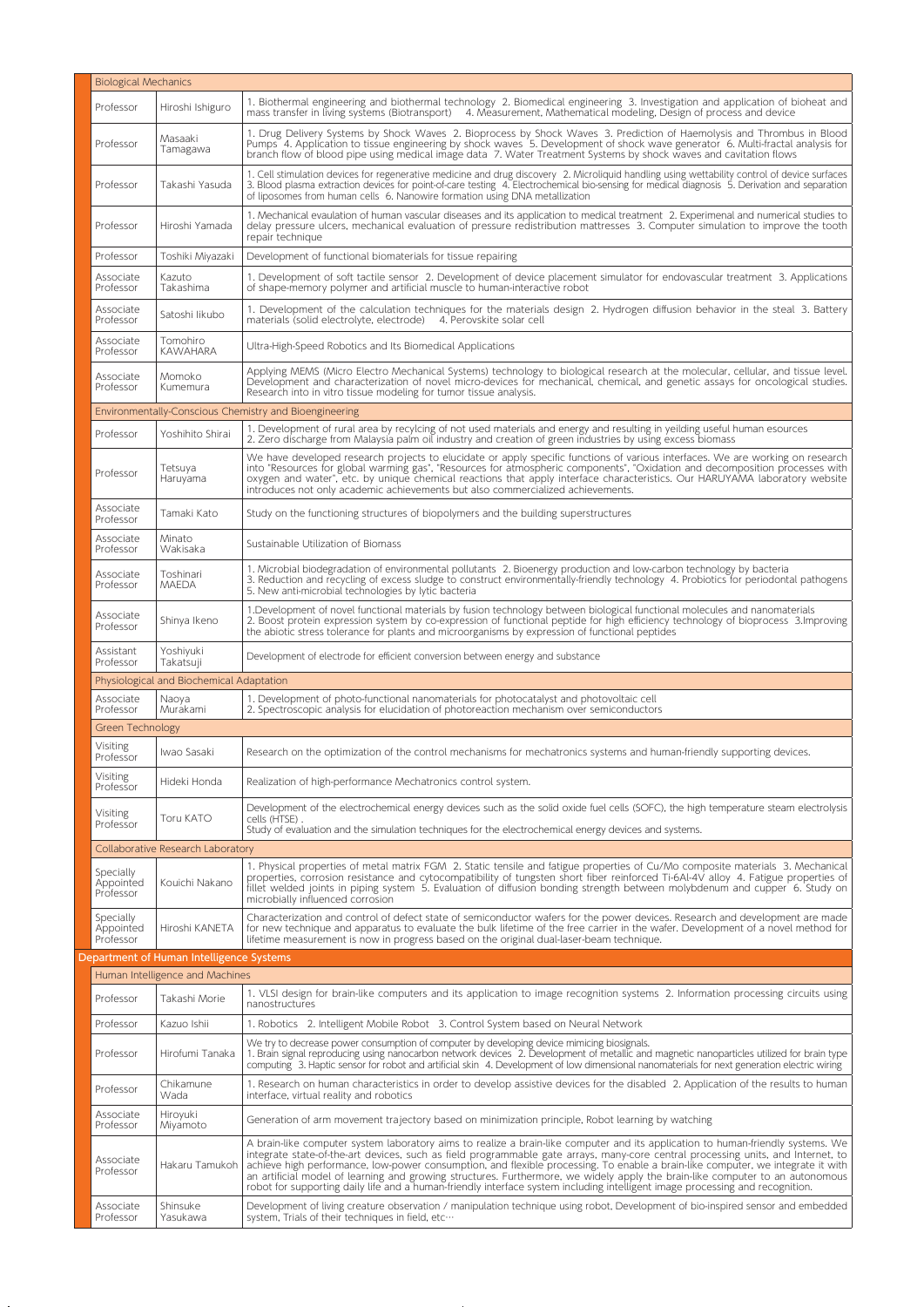| | | |
|---|---|---|
| **Biological Mechanics** | | |
| Professor | Hiroshi Ishiguro | 1. Biothermal engineering and biothermal technology 2. Biomedical engineering 3. Investigation and application of bioheat and mass transfer in living systems (Biotransport) 4. Measurement, Mathematical modeling, Design of process and device |
| Professor | Masaaki Tamagawa | 1. Drug Delivery Systems by Shock Waves 2. Bioprocess by Shock Waves 3. Prediction of Haemolysis and Thrombus in Blood Pumps 4. Application to tissue engineering by shock waves 5. Development of shock wave generator 6. Multi-fractal analysis for branch flow of blood pipe using medical image data 7. Water Treatment Systems by shock waves and cavitation flows |
| Professor | Takashi Yasuda | 1. Cell stimulation devices for regenerative medicine and drug discovery 2. Microliquid handling using wettability control of device surfaces 3. Blood plasma extraction devices for point-of-care testing 4. Electrochemical bio-sensing for medical diagnosis 5. Derivation and separation of liposomes from human cells 6. Nanowire formation using DNA metallization |
| Professor | Hiroshi Yamada | 1. Mechanical evaulation of human vascular diseases and its application to medical treatment 2. Experimenal and numerical studies to delay pressure ulcers, mechanical evaluation of pressure redistribution mattresses 3. Computer simulation to improve the tooth repair technique |
| Professor | Toshiki Miyazaki | Development of functional biomaterials for tissue repairing |
| Associate Professor | Kazuto Takashima | 1. Development of soft tactile sensor 2. Development of device placement simulator for endovascular treatment 3. Applications of shape-memory polymer and artificial muscle to human-interactive robot |
| Associate Professor | Satoshi Iikubo | 1. Development of the calculation techniques for the materials design 2. Hydrogen diffusion behavior in the steal 3. Battery materials (solid electrolyte, electrode) 4. Perovskite solar cell |
| Associate Professor | Tomohiro KAWAHARA | Ultra-High-Speed Robotics and Its Biomedical Applications |
| Associate Professor | Momoko Kumemura | Applying MEMS (Micro Electro Mechanical Systems) technology to biological research at the molecular, cellular, and tissue level. Development and characterization of novel micro-devices for mechanical, chemical, and genetic assays for oncological studies. Research into in vitro tissue modeling for tumor tissue analysis. |
| **Environmentally-Conscious Chemistry and Bioengineering** | | |
| Professor | Yoshihito Shirai | 1. Development of rural area by recylcing of not used materials and energy and resulting in yeilding useful human esources 2. Zero discharge from Malaysia palm oil industry and creation of green industries by using excess biomass |
| Professor | Tetsuya Haruyama | We have developed research projects to elucidate or apply specific functions of various interfaces. We are working on research into "Resources for global warming gas", "Resources for atmospheric components", "Oxidation and decomposition processes with oxygen and water", etc. by unique chemical reactions that apply interface characteristics. Our HARUYAMA laboratory website introduces not only academic achievements but also commercialized achievements. |
| Associate Professor | Tamaki Kato | Study on the functioning structures of biopolymers and the building superstructures |
| Associate Professor | Minato Wakisaka | Sustainable Utilization of Biomass |
| Associate Professor | Toshinari MAEDA | 1. Microbial biodegradation of environmental pollutants 2. Bioenergy production and low-carbon technology by bacteria 3. Reduction and recycling of excess sludge to construct environmentally-friendly technology 4. Probiotics for periodontal pathogens 5. New anti-microbial technologies by lytic bacteria |
| Associate Professor | Shinya Ikeno | 1.Development of novel functional materials by fusion technology between biological functional molecules and nanomaterials 2. Boost protein expression system by co-expression of functional peptide for high efficiency technology of bioprocess 3.Improving the abiotic stress tolerance for plants and microorganisms by expression of functional peptides |
| Assistant Professor | Yoshiyuki Takatsuji | Development of electrode for efficient conversion between energy and substance |
| **Physiological and Biochemical Adaptation** | | |
| Associate Professor | Naoya Murakami | 1. Development of photo-functional nanomaterials for photocatalyst and photovoltaic cell 2. Spectroscopic analysis for elucidation of photoreaction mechanism over semiconductors |
| **Green Technology** | | |
| Visiting Professor | Iwao Sasaki | Research on the optimization of the control mechanisms for mechatronics systems and human-friendly supporting devices. |
| Visiting Professor | Hideki Honda | Realization of high-performance Mechatronics control system. |
| Visiting Professor | Toru KATO | Development of the electrochemical energy devices such as the solid oxide fuel cells (SOFC), the high temperature steam electrolysis cells (HTSE) . Study of evaluation and the simulation techniques for the electrochemical energy devices and systems. |
| **Collaborative Research Laboratory** | | |
| Specially Appointed Professor | Kouichi Nakano | 1. Physical properties of metal matrix FGM 2. Static tensile and fatigue properties of Cu/Mo composite materials 3. Mechanical properties, corrosion resistance and cytocompatibility of tungsten short fiber reinforced Ti-6Al-4V alloy 4. Fatigue properties of fillet welded joints in piping system 5. Evaluation of diffusion bonding strength between molybdenum and cupper 6. Study on microbially influenced corrosion |
| Specially Appointed Professor | Hiroshi KANETA | Characterization and control of defect state of semiconductor wafers for the power devices. Research and development are made for new technique and apparatus to evaluate the bulk lifetime of the free carrier in the wafer. Development of a novel method for lifetime measurement is now in progress based on the original dual-laser-beam technique. |

## Department of Human Intelligence Systems

| | | |
|---|---|---|
| **Human Intelligence and Machines** | | |
| Professor | Takashi Morie | 1. VLSI design for brain-like computers and its application to image recognition systems 2. Information processing circuits using nanostructures |
| Professor | Kazuo Ishii | 1. Robotics 2. Intelligent Mobile Robot 3. Control System based on Neural Network |
| Professor | Hirofumi Tanaka | We try to decrease power consumption of computer by developing device mimicing biosignals. 1. Brain signal reproducing using nanocarbon network devices 2. Development of metallic and magnetic nanoparticles utilized for brain type computing 3. Haptic sensor for robot and artificial skin 4. Development of low dimensional nanomaterials for next generation electric wiring |
| Professor | Chikamune Wada | 1. Research on human characteristics in order to develop assistive devices for the disabled 2. Application of the results to human interface, virtual reality and robotics |
| Associate Professor | Hiroyuki Miyamoto | Generation of arm movement trajectory based on minimization principle, Robot learning by watching |
| Associate Professor | Hakaru Tamukoh | A brain-like computer system laboratory aims to realize a brain-like computer and its application to human-friendly systems. We integrate state-of-the-art devices, such as field programmable gate arrays, many-core central processing units, and Internet, to achieve high performance, low-power consumption, and flexible processing. To enable a brain-like computer, we integrate it with an artificial model of learning and growing structures. Furthermore, we widely apply the brain-like computer to an autonomous robot for supporting daily life and a human-friendly interface system including intelligent image processing and recognition. |
| Associate Professor | Shinsuke Yasukawa | Development of living creature observation / manipulation technique using robot, Development of bio-inspired sensor and embedded system, Trials of their techniques in field, etc… |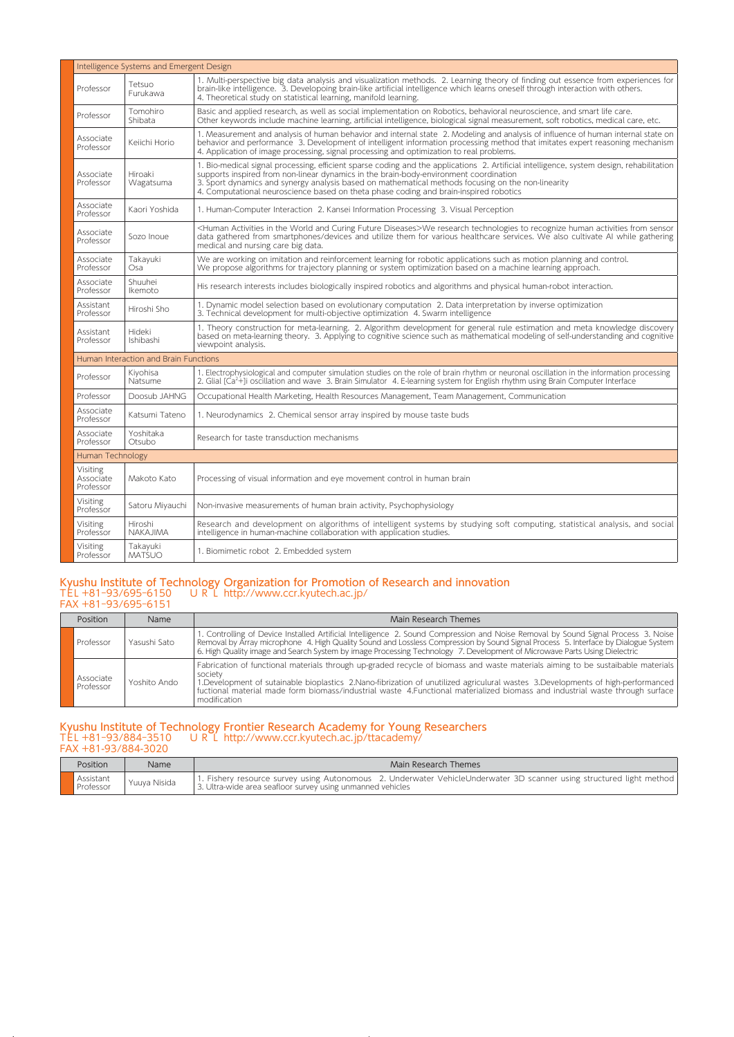| | | |
|---|---|---|
| **Intelligence Systems and Emergent Design** | | |
| Professor | Tetsuo Furukawa | 1. Multi-perspective big data analysis and visualization methods. 2. Learning theory of finding out essence from experiences for brain-like intelligence. 3. Developoing brain-like artificial intelligence which learns oneself through interaction with others. 4. Theoretical study on statistical learning, manifold learning. |
| Professor | Tomohiro Shibata | Basic and applied research, as well as social implementation on Robotics, behavioral neuroscience, and smart life care. Other keywords include machine learning, artificial intelligence, biological signal measurement, soft robotics, medical care, etc. |
| Associate Professor | Keiichi Horio | 1. Measurement and analysis of human behavior and internal state 2. Modeling and analysis of influence of human internal state on behavior and performance 3. Development of intelligent information processing method that imitates expert reasoning mechanism 4. Application of image processing, signal processing and optimization to real problems. |
| Associate Professor | Hiroaki Wagatsuma | 1. Bio-medical signal processing, efficient sparse coding and the applications 2. Artificial intelligence, system design, rehabilitation supports inspired from non-linear dynamics in the brain-body-environment coordination 3. Sport dynamics and synergy analysis based on mathematical methods focusing on the non-linearity 4. Computational neuroscience based on theta phase coding and brain-inspired robotics |
| Associate Professor | Kaori Yoshida | 1. Human-Computer Interaction 2. Kansei Information Processing 3. Visual Perception |
| Associate Professor | Sozo Inoue | <Human Activities in the World and Curing Future Diseases>We research technologies to recognize human activities from sensor data gathered from smartphones/devices and utilize them for various healthcare services. We also cultivate AI while gathering medical and nursing care big data. |
| Associate Professor | Takayuki Osa | We are working on imitation and reinforcement learning for robotic applications such as motion planning and control. We propose algorithms for trajectory planning or system optimization based on a machine learning approach. |
| Associate Professor | Shuuhei Ikemoto | His research interests includes biologically inspired robotics and algorithms and physical human-robot interaction. |
| Assistant Professor | Hiroshi Sho | 1. Dynamic model selection based on evolutionary computation 2. Data interpretation by inverse optimization 3. Technical development for multi-objective optimization 4. Swarm intelligence |
| Assistant Professor | Hideki Ishibashi | 1. Theory construction for meta-learning. 2. Algorithm development for general rule estimation and meta knowledge discovery based on meta-learning theory. 3. Applying to cognitive science such as mathematical modeling of self-understanding and cognitive viewpoint analysis. |
| **Human Interaction and Brain Functions** | | |
| Professor | Kiyohisa Natsume | 1. Electrophysiological and computer simulation studies on the role of brain rhythm or neuronal oscillation in the information processing 2. Glial [$Ca^{2+}$]i oscillation and wave 3. Brain Simulator 4. E-learning system for English rhythm using Brain Computer Interface |
| Professor | Doosub JAHNG | Occupational Health Marketing, Health Resources Management, Team Management, Communication |
| Associate Professor | Katsumi Tateno | 1. Neurodynamics 2. Chemical sensor array inspired by mouse taste buds |
| Associate Professor | Yoshitaka Otsubo | Research for taste transduction mechanisms |
| **Human Technology** | | |
| Visiting Associate Professor | Makoto Kato | Processing of visual information and eye movement control in human brain |
| Visiting Professor | Satoru Miyauchi | Non-invasive measurements of human brain activity, Psychophysiology |
| Visiting Professor | Hiroshi NAKAJIMA | Research and development on algorithms of intelligent systems by studying soft computing, statistical analysis, and social intelligence in human-machine collaboration with application studies. |
| Visiting Professor | Takayuki MATSUO | 1. Biomimetic robot 2. Embedded system |

## Kyushu Institute of Technology Organization for Promotion of Research and innovation

TEL +81-93/695-6150　URL http://www.ccr.kyutech.ac.jp/
FAX +81-93/695-6151

| Position | Name | Main Research Themes |
|---|---|---|
| Professor | Yasushi Sato | 1. Controlling of Device Installed Artificial Intelligence 2. Sound Compression and Noise Removal by Sound Signal Process 3. Noise Removal by Array microphone 4. High Quality Sound and Lossless Compression by Sound Signal Process 5. Interface by Dialogue System 6. High Quality image and Search System by image Processing Technology 7. Development of Microwave Parts Using Dielectric |
| Associate Professor | Yoshito Ando | Fabrication of functional materials through up-graded recycle of biomass and waste materials aiming to be sustaibable materials society 1.Development of sutainable bioplastics 2.Nano-fibrization of unutilized agriculural wastes 3.Developments of high-performanced fuctional material made form biomass/industrial waste 4.Functional materialized biomass and industrial waste through surface modification |

## Kyushu Institute of Technology Frontier Research Academy for Young Researchers

TEL +81-93/884-3510　URL http://www.ccr.kyutech.ac.jp/ttacademy/
FAX +81-93/884-3020

| Position | Name | Main Research Themes |
|---|---|---|
| Assistant Professor | Yuuya Nisida | 1. Fishery resource survey using Autonomous 2. Underwater VehicleUnderwater 3D scanner using structured light method 3. Ultra-wide area seafloor survey using unmanned vehicles |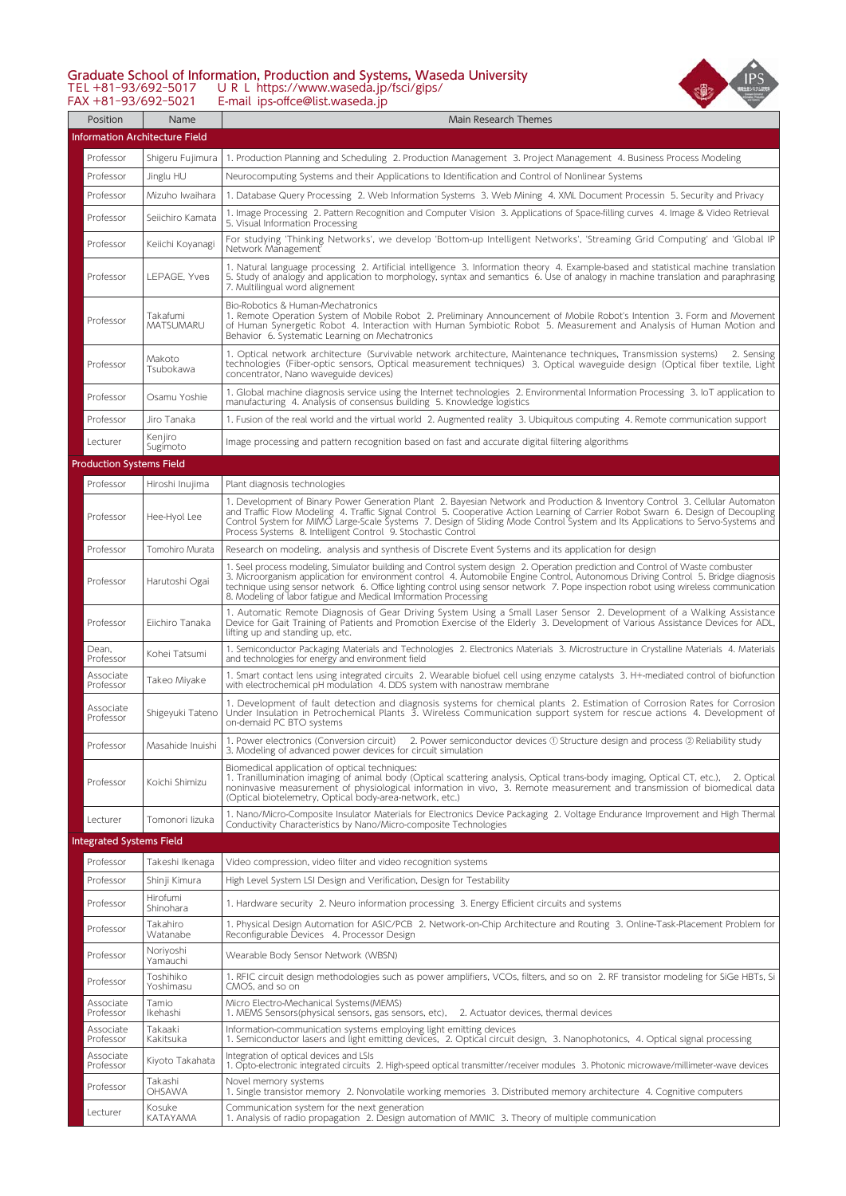## Graduate School of Information, Production and Systems, Waseda University

TEL +81-93/692-5017 U R L https://www.waseda.jp/fsci/gips/
FAX +81-93/692-5021 E-mail ips-offce@list.waseda.jp

| Position | Name | Main Research Themes |
|---|---|---|
| **Information Architecture Field** | | |
| Professor | Shigeru Fujimura | 1. Production Planning and Scheduling 2. Production Management 3. Project Management 4. Business Process Modeling |
| Professor | Jinglu HU | Neurocomputing Systems and their Applications to Identification and Control of Nonlinear Systems |
| Professor | Mizuho Iwaihara | 1. Database Query Processing 2. Web Information Systems 3. Web Mining 4. XML Document Processin 5. Security and Privacy |
| Professor | Seiichiro Kamata | 1. Image Processing 2. Pattern Recognition and Computer Vision 3. Applications of Space-filling curves 4. Image & Video Retrieval 5. Visual Information Processing |
| Professor | Keiichi Koyanagi | For studying 'Thinking Networks', we develop 'Bottom-up Intelligent Networks', 'Streaming Grid Computing' and 'Global IP Network Management' |
| Professor | LEPAGE, Yves | 1. Natural language processing 2. Artificial intelligence 3. Information theory 4. Example-based and statistical machine translation 5. Study of analogy and application to morphology, syntax and semantics 6. Use of analogy in machine translation and paraphrasing 7. Multilingual word alignement |
| Professor | Takafumi MATSUMARU | Bio-Robotics & Human-Mechatronics 1. Remote Operation System of Mobile Robot 2. Preliminary Announcement of Mobile Robot's Intention 3. Form and Movement of Human Synergetic Robot 4. Interaction with Human Symbiotic Robot 5. Measurement and Analysis of Human Motion and Behavior 6. Systematic Learning on Mechatronics |
| Professor | Makoto Tsubokawa | 1. Optical network architecture (Survivable network architecture, Maintenance techniques, Transmission systems) 2. Sensing technologies (Fiber-optic sensors, Optical measurement techniques) 3. Optical waveguide design (Optical fiber textile, Light concentrator, Nano waveguide devices) |
| Professor | Osamu Yoshie | 1. Global machine diagnosis service using the Internet technologies 2. Environmental Information Processing 3. IoT application to manufacturing 4. Analysis of consensus building 5. Knowledge logistics |
| Professor | Jiro Tanaka | 1. Fusion of the real world and the virtual world 2. Augmented reality 3. Ubiquitous computing 4. Remote communication support |
| Lecturer | Kenjiro Sugimoto | Image processing and pattern recognition based on fast and accurate digital filtering algorithms |
| **Production Systems Field** | | |
| Professor | Hiroshi Inujima | Plant diagnosis technologies |
| Professor | Hee-Hyol Lee | 1. Development of Binary Power Generation Plant 2. Bayesian Network and Production & Inventory Control 3. Cellular Automaton and Traffic Flow Modeling 4. Traffic Signal Control 5. Cooperative Action Learning of Carrier Robot Swarn 6. Design of Decoupling Control System for MIMO Large-Scale Systems 7. Design of Sliding Mode Control System and Its Applications to Servo-Systems and Process Systems 8. Intelligent Control 9. Stochastic Control |
| Professor | Tomohiro Murata | Research on modeling, analysis and synthesis of Discrete Event Systems and its application for design |
| Professor | Harutoshi Ogai | 1. Seel process modeling, Simulator building and Control system design 2. Operation prediction and Control of Waste combuster 3. Microorganism application for environment control 4. Automobile Engine Control, Autonomous Driving Control 5. Bridge diagnosis technique using sensor network 6. Office lighting control using sensor network 7. Pope inspection robot using wireless communication 8. Modeling of labor fatigue and Medical Information Processing |
| Professor | Eiichiro Tanaka | 1. Automatic Remote Diagnosis of Gear Driving System Using a Small Laser Sensor 2. Development of a Walking Assistance Device for Gait Training of Patients and Promotion Exercise of the Elderly 3. Development of Various Assistance Devices for ADL, lifting up and standing up, etc. |
| Dean, Professor | Kohei Tatsumi | 1. Semiconductor Packaging Materials and Technologies 2. Electronics Materials 3. Microstructure in Crystalline Materials 4. Materials and technologies for energy and environment field |
| Associate Professor | Takeo Miyake | 1. Smart contact lens using integrated circuits 2. Wearable biofuel cell using enzyme catalysts 3. H+-mediated control of biofunction with electrochemical pH modulation 4. DDS system with nanostraw membrane |
| Associate Professor | Shigeyuki Tateno | 1. Development of fault detection and diagnosis systems for chemical plants 2. Estimation of Corrosion Rates for Corrosion Under Insulation in Petrochemical Plants 3. Wireless Communication support system for rescue actions 4. Development of on-demaid PC BTO systems |
| Professor | Masahide Inuishi | 1. Power electronics (Conversion circuit) 2. Power semiconductor devices ① Structure design and process ② Reliability study 3. Modeling of advanced power devices for circuit simulation |
| Professor | Koichi Shimizu | Biomedical application of optical techniques: 1. Tranillumination imaging of animal body (Optical scattering analysis, Optical trans-body imaging, Optical CT, etc.), 2. Optical noninvasive measurement of physiological information in vivo, 3. Remote measurement and transmission of biomedical data (Optical biotelemetry, Optical body-area-network, etc.) |
| Lecturer | Tomonori Iizuka | 1. Nano/Micro-Composite Insulator Materials for Electronics Device Packaging 2. Voltage Endurance Improvement and High Thermal Conductivity Characteristics by Nano/Micro-composite Technologies |
| **Integrated Systems Field** | | |
| Professor | Takeshi Ikenaga | Video compression, video filter and video recognition systems |
| Professor | Shinji Kimura | High Level System LSI Design and Verification, Design for Testability |
| Professor | Hirofumi Shinohara | 1. Hardware security 2. Neuro information processing 3. Energy Efficient circuits and systems |
| Professor | Takahiro Watanabe | 1. Physical Design Automation for ASIC/PCB 2. Network-on-Chip Architecture and Routing 3. Online-Task-Placement Problem for Reconfigurable Devices 4. Processor Design |
| Professor | Noriyoshi Yamauchi | Wearable Body Sensor Network (WBSN) |
| Professor | Toshihiko Yoshimasu | 1. RFIC circuit design methodologies such as power amplifiers, VCOs, filters, and so on 2. RF transistor modeling for SiGe HBTs, Si CMOS, and so on |
| Associate Professor | Tamio Ikehashi | Micro Electro-Mechanical Systems(MEMS) 1. MEMS Sensors(physical sensors, gas sensors, etc), 2. Actuator devices, thermal devices |
| Associate Professor | Takaaki Kakitsuka | Information-communication systems employing light emitting devices 1. Semiconductor lasers and light emitting devices, 2. Optical circuit design, 3. Nanophotonics, 4. Optical signal processing |
| Associate Professor | Kiyoto Takahata | Integration of optical devices and LSIs 1. Opto-electronic integrated circuits 2. High-speed optical transmitter/receiver modules 3. Photonic microwave/millimeter-wave devices |
| Professor | Takashi OHSAWA | Novel memory systems 1. Single transistor memory 2. Nonvolatile working memories 3. Distributed memory architecture 4. Cognitive computers |
| Lecturer | Kosuke KATAYAMA | Communication system for the next generation 1. Analysis of radio propagation 2. Design automation of MMIC 3. Theory of multiple communication |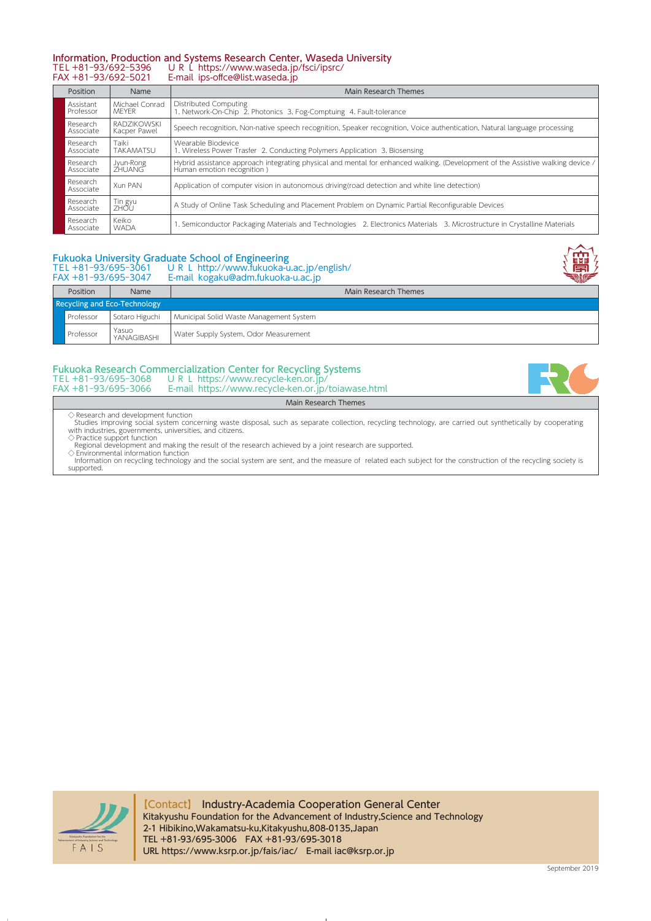## Information, Production and Systems Research Center, Waseda University

TEL +81-93/692-5396　U R L https://www.waseda.jp/fsci/ipsrc/
FAX +81-93/692-5021　E-mail ips-offce@list.waseda.jp

| Position | Name | Main Research Themes |
|---|---|---|
| Assistant Professor | Michael Conrad MEYER | Distributed Computing<br>1. Network-On-Chip 2. Photonics 3. Fog-Comptuing 4. Fault-tolerance |
| Research Associate | RADZIKOWSKI Kacper Pawel | Speech recognition, Non-native speech recognition, Speaker recognition, Voice authentication, Natural language processing |
| Research Associate | Taiki TAKAMATSU | Wearable Biodevice<br>1. Wireless Power Trasfer 2. Conducting Polymers Application 3. Biosensing |
| Research Associate | Jyun-Rong ZHUANG | Hybrid assistance approach integrating physical and mental for enhanced walking. (Development of the Assistive walking device / Human emotion recognition ) |
| Research Associate | Xun PAN | Application of computer vision in autonomous driving(road detection and white line detection) |
| Research Associate | Tin gyu ZHOU | A Study of Online Task Scheduling and Placement Problem on Dynamic Partial Reconfigurable Devices |
| Research Associate | Keiko WADA | 1. Semiconductor Packaging Materials and Technologies 2. Electronics Materials 3. Microstructure in Crystalline Materials |

## Fukuoka University Graduate School of Engineering

TEL +81-93/695-3061　U R L http://www.fukuoka-u.ac.jp/english/
FAX +81-93/695-3047　E-mail kogaku@adm.fukuoka-u.ac.jp

| Position | Name | Main Research Themes |
|---|---|---|
| **Recycling and Eco-Technology** | | |
| Professor | Sotaro Higuchi | Municipal Solid Waste Management System |
| Professor | Yasuo YANAGIBASHI | Water Supply System, Odor Measurement |

## Fukuoka Research Commercialization Center for Recycling Systems

TEL +81-93/695-3068　U R L https://www.recycle-ken.or.jp/
FAX +81-93/695-3066　E-mail https://www.recycle-ken.or.jp/toiawase.html

**Main Research Themes**

◇ Research and development function
Studies improving social system concerning waste disposal, such as separate collection, recycling technology, are carried out synthetically by cooperating with industries, governments, universities, and citizens.

◇ Practice support function
Regional development and making the result of the research achieved by a joint research are supported.

◇ Environmental information function
Information on recycling technology and the social system are sent, and the measure of related each subject for the construction of the recycling society is supported.

**【Contact】 Industry-Academia Cooperation General Center**
**Kitakyushu Foundation for the Advancement of Industry,Science and Technology**
**2-1 Hibikino,Wakamatsu-ku,Kitakyushu,808-0135,Japan**
**TEL +81-93/695-3006 FAX +81-93/695-3018**
**URL https://www.ksrp.or.jp/fais/iac/ E-mail iac@ksrp.or.jp**

September 2019